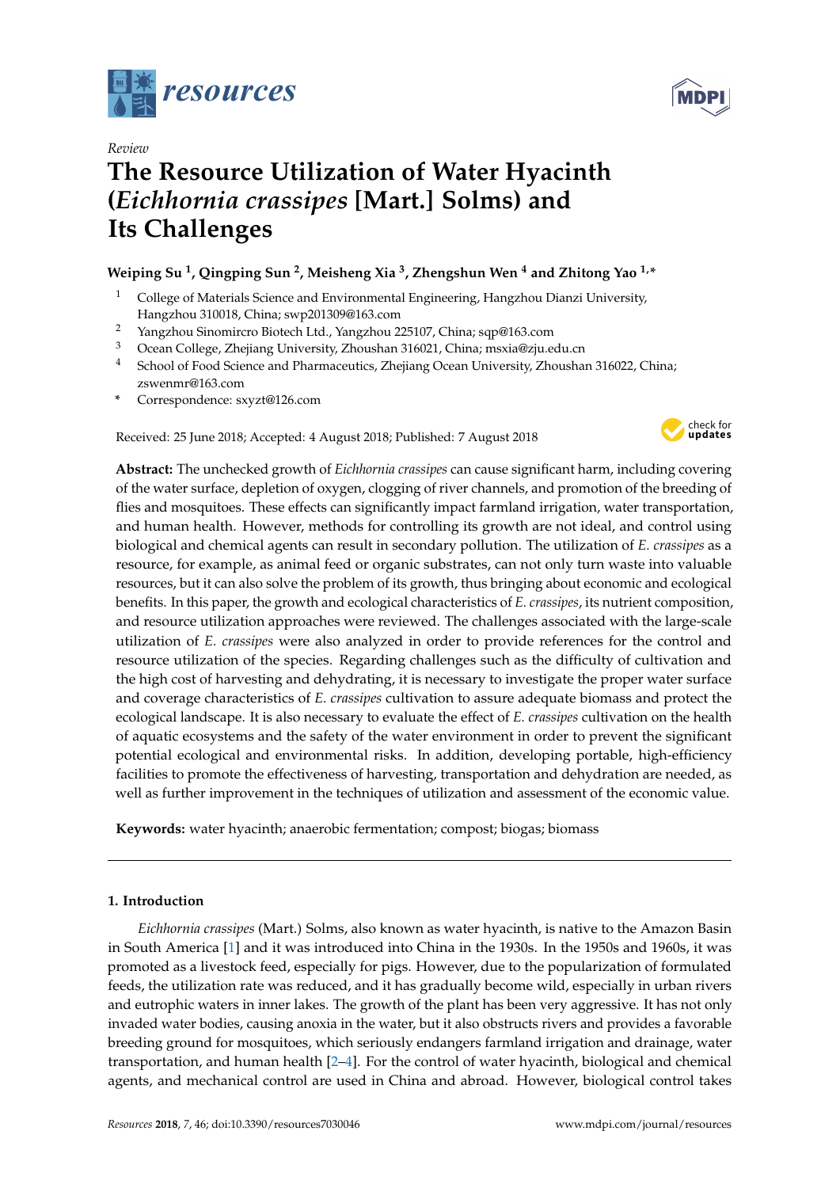Review

# The Resource Utilization of Water Hyacinth (*Eichhornia crassipes* [Mart.] Solms) and Its Challenges

**Weiping Su [1], Qingping Sun [2], Meisheng Xia [3], Zhengshun Wen [4] and Zhitong Yao [1,*]**

[1] College of Materials Science and Environmental Engineering, Hangzhou Dianzi University, Hangzhou 310018, China; swp201309@163.com

[2] Yangzhou Sinomircro Biotech Ltd., Yangzhou 225107, China; sqp@163.com

[3] Ocean College, Zhejiang University, Zhoushan 316021, China; msxia@zju.edu.cn

[4] School of Food Science and Pharmaceutics, Zhejiang Ocean University, Zhoushan 316022, China; zswenmr@163.com

* Correspondence: sxyzt@126.com

Received: 25 June 2018; Accepted: 4 August 2018; Published: 7 August 2018

**Abstract:** The unchecked growth of *Eichhornia crassipes* can cause significant harm, including covering of the water surface, depletion of oxygen, clogging of river channels, and promotion of the breeding of flies and mosquitoes. These effects can significantly impact farmland irrigation, water transportation, and human health. However, methods for controlling its growth are not ideal, and control using biological and chemical agents can result in secondary pollution. The utilization of *E. crassipes* as a resource, for example, as animal feed or organic substrates, can not only turn waste into valuable resources, but it can also solve the problem of its growth, thus bringing about economic and ecological benefits. In this paper, the growth and ecological characteristics of *E. crassipes*, its nutrient composition, and resource utilization approaches were reviewed. The challenges associated with the large-scale utilization of *E. crassipes* were also analyzed in order to provide references for the control and resource utilization of the species. Regarding challenges such as the difficulty of cultivation and the high cost of harvesting and dehydrating, it is necessary to investigate the proper water surface and coverage characteristics of *E. crassipes* cultivation to assure adequate biomass and protect the ecological landscape. It is also necessary to evaluate the effect of *E. crassipes* cultivation on the health of aquatic ecosystems and the safety of the water environment in order to prevent the significant potential ecological and environmental risks. In addition, developing portable, high-efficiency facilities to promote the effectiveness of harvesting, transportation and dehydration are needed, as well as further improvement in the techniques of utilization and assessment of the economic value.

**Keywords:** water hyacinth; anaerobic fermentation; compost; biogas; biomass

## 1. Introduction

*Eichhornia crassipes* (Mart.) Solms, also known as water hyacinth, is native to the Amazon Basin in South America [1] and it was introduced into China in the 1930s. In the 1950s and 1960s, it was promoted as a livestock feed, especially for pigs. However, due to the popularization of formulated feeds, the utilization rate was reduced, and it has gradually become wild, especially in urban rivers and eutrophic waters in inner lakes. The growth of the plant has been very aggressive. It has not only invaded water bodies, causing anoxia in the water, but it also obstructs rivers and provides a favorable breeding ground for mosquitoes, which seriously endangers farmland irrigation and drainage, water transportation, and human health [2–4]. For the control of water hyacinth, biological and chemical agents, and mechanical control are used in China and abroad. However, biological control takes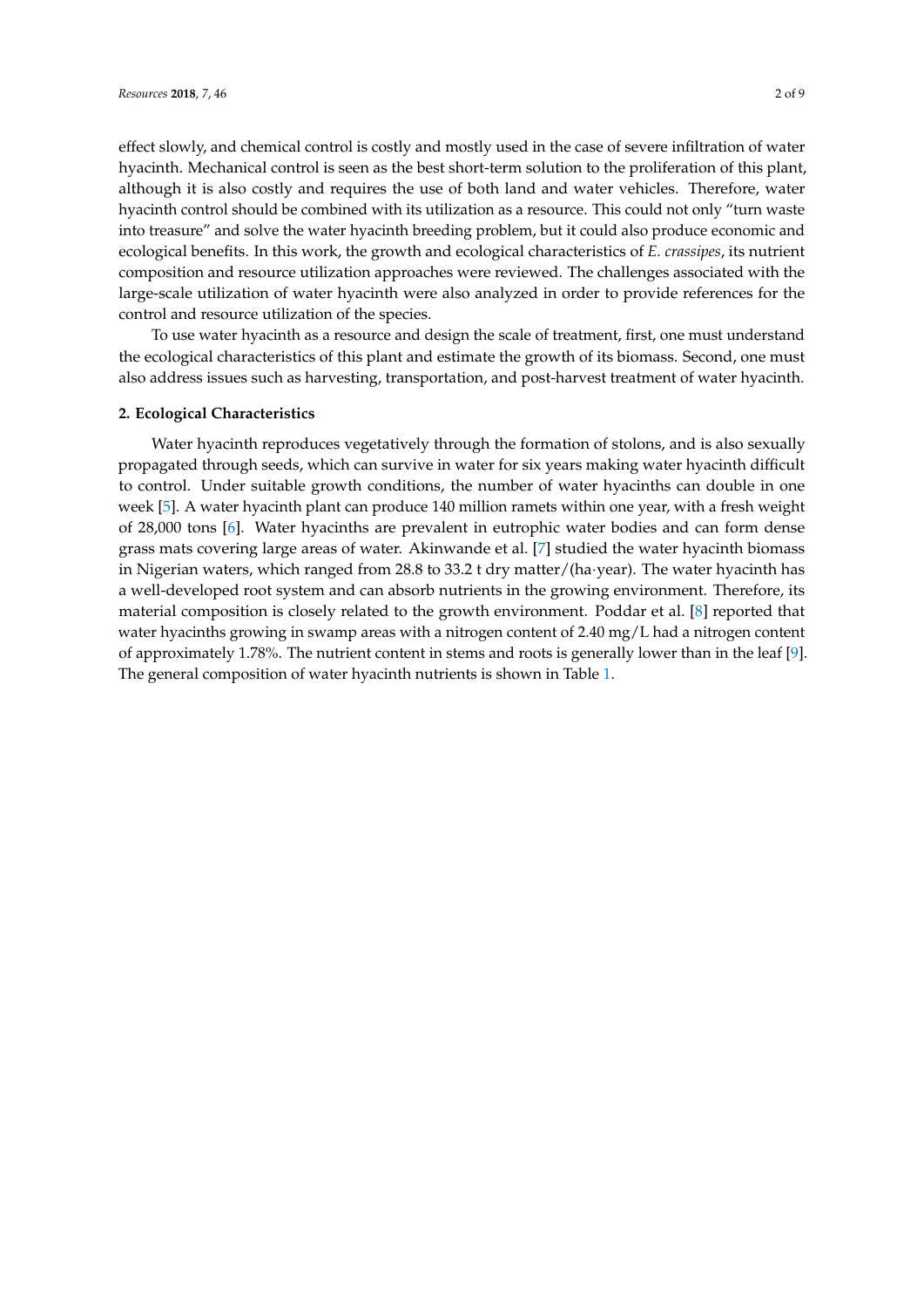effect slowly, and chemical control is costly and mostly used in the case of severe infiltration of water hyacinth. Mechanical control is seen as the best short-term solution to the proliferation of this plant, although it is also costly and requires the use of both land and water vehicles. Therefore, water hyacinth control should be combined with its utilization as a resource. This could not only "turn waste into treasure" and solve the water hyacinth breeding problem, but it could also produce economic and ecological benefits. In this work, the growth and ecological characteristics of *E. crassipes*, its nutrient composition and resource utilization approaches were reviewed. The challenges associated with the large-scale utilization of water hyacinth were also analyzed in order to provide references for the control and resource utilization of the species.

To use water hyacinth as a resource and design the scale of treatment, first, one must understand the ecological characteristics of this plant and estimate the growth of its biomass. Second, one must also address issues such as harvesting, transportation, and post-harvest treatment of water hyacinth.

## 2. Ecological Characteristics

Water hyacinth reproduces vegetatively through the formation of stolons, and is also sexually propagated through seeds, which can survive in water for six years making water hyacinth difficult to control. Under suitable growth conditions, the number of water hyacinths can double in one week [5]. A water hyacinth plant can produce 140 million ramets within one year, with a fresh weight of 28,000 tons [6]. Water hyacinths are prevalent in eutrophic water bodies and can form dense grass mats covering large areas of water. Akinwande et al. [7] studied the water hyacinth biomass in Nigerian waters, which ranged from 28.8 to 33.2 t dry matter/(ha·year). The water hyacinth has a well-developed root system and can absorb nutrients in the growing environment. Therefore, its material composition is closely related to the growth environment. Poddar et al. [8] reported that water hyacinths growing in swamp areas with a nitrogen content of 2.40 mg/L had a nitrogen content of approximately 1.78%. The nutrient content in stems and roots is generally lower than in the leaf [9]. The general composition of water hyacinth nutrients is shown in Table 1.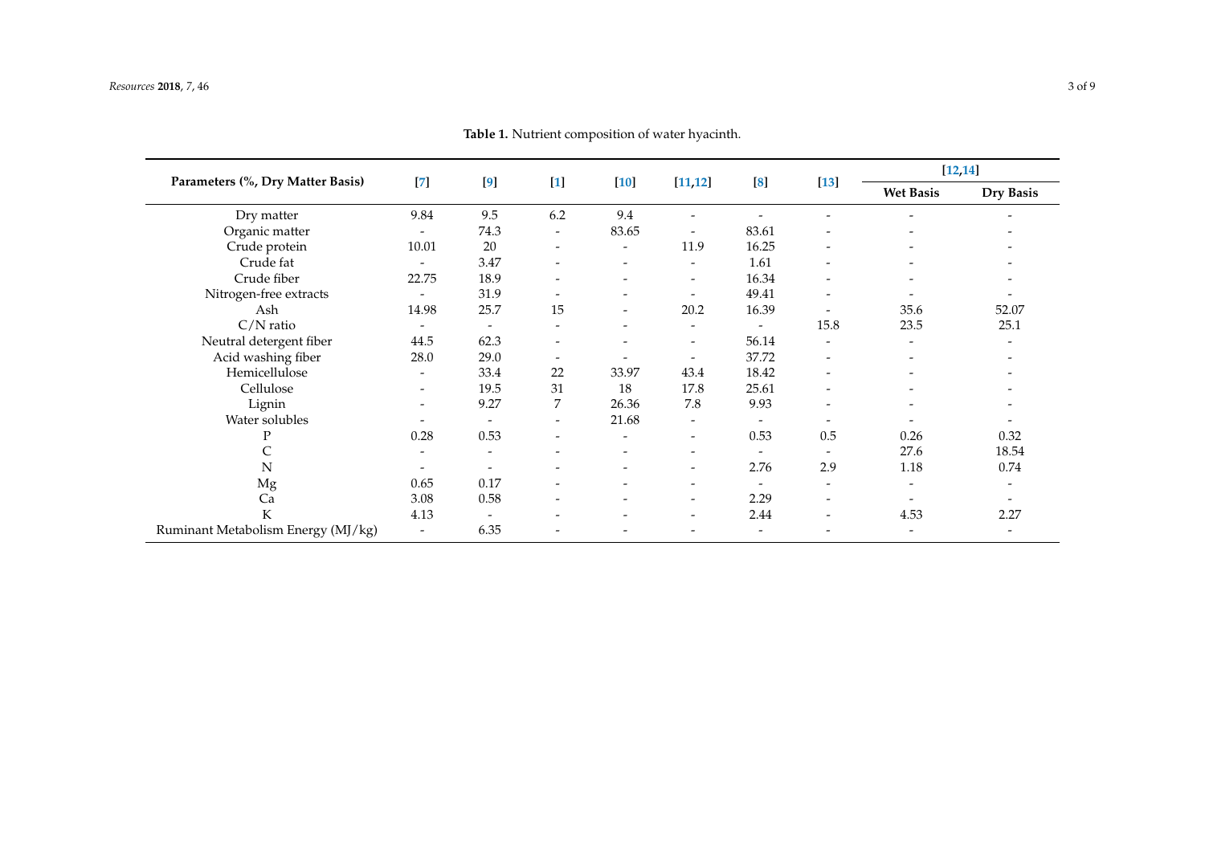**Table 1.** Nutrient composition of water hyacinth.

| Parameters (%, Dry Matter Basis) | [7] | [9] | [1] | [10] | [11,12] | [8] | [13] | [12,14] | |
|---|---|---|---|---|---|---|---|---|---|
| | | | | | | | | Wet Basis | Dry Basis |
| Dry matter | 9.84 | 9.5 | 6.2 | 9.4 | - | - | - | - | - |
| Organic matter | - | 74.3 | - | 83.65 | - | 83.61 | - | - | - |
| Crude protein | 10.01 | 20 | - | - | 11.9 | 16.25 | - | - | - |
| Crude fat | - | 3.47 | - | - | - | 1.61 | - | - | - |
| Crude fiber | 22.75 | 18.9 | - | - | - | 16.34 | - | - | - |
| Nitrogen-free extracts | - | 31.9 | - | - | - | 49.41 | - | - | - |
| Ash | 14.98 | 25.7 | 15 | - | 20.2 | 16.39 | - | 35.6 | 52.07 |
| C/N ratio | - | - | - | - | - | - | 15.8 | 23.5 | 25.1 |
| Neutral detergent fiber | 44.5 | 62.3 | - | - | - | 56.14 | - | - | - |
| Acid washing fiber | 28.0 | 29.0 | - | - | - | 37.72 | - | - | - |
| Hemicellulose | - | 33.4 | 22 | 33.97 | 43.4 | 18.42 | - | - | - |
| Cellulose | - | 19.5 | 31 | 18 | 17.8 | 25.61 | - | - | - |
| Lignin | - | 9.27 | 7 | 26.36 | 7.8 | 9.93 | - | - | - |
| Water solubles | - | - | - | 21.68 | - | - | - | - | - |
| P | 0.28 | 0.53 | - | - | - | 0.53 | 0.5 | 0.26 | 0.32 |
| C | - | - | - | - | - | - | - | 27.6 | 18.54 |
| N | - | - | - | - | - | 2.76 | 2.9 | 1.18 | 0.74 |
| Mg | 0.65 | 0.17 | - | - | - | - | - | - | - |
| Ca | 3.08 | 0.58 | - | - | - | 2.29 | - | - | - |
| K | 4.13 | - | - | - | - | 2.44 | - | 4.53 | 2.27 |
| Ruminant Metabolism Energy (MJ/kg) | - | 6.35 | - | - | - | - | - | - | - |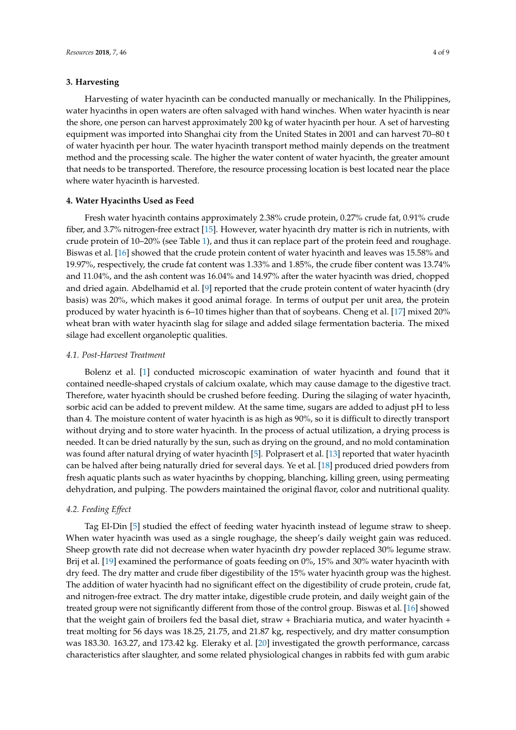## 3. Harvesting

Harvesting of water hyacinth can be conducted manually or mechanically. In the Philippines, water hyacinths in open waters are often salvaged with hand winches. When water hyacinth is near the shore, one person can harvest approximately 200 kg of water hyacinth per hour. A set of harvesting equipment was imported into Shanghai city from the United States in 2001 and can harvest 70–80 t of water hyacinth per hour. The water hyacinth transport method mainly depends on the treatment method and the processing scale. The higher the water content of water hyacinth, the greater amount that needs to be transported. Therefore, the resource processing location is best located near the place where water hyacinth is harvested.

## 4. Water Hyacinths Used as Feed

Fresh water hyacinth contains approximately 2.38% crude protein, 0.27% crude fat, 0.91% crude fiber, and 3.7% nitrogen-free extract [15]. However, water hyacinth dry matter is rich in nutrients, with crude protein of 10–20% (see Table 1), and thus it can replace part of the protein feed and roughage. Biswas et al. [16] showed that the crude protein content of water hyacinth and leaves was 15.58% and 19.97%, respectively, the crude fat content was 1.33% and 1.85%, the crude fiber content was 13.74% and 11.04%, and the ash content was 16.04% and 14.97% after the water hyacinth was dried, chopped and dried again. Abdelhamid et al. [9] reported that the crude protein content of water hyacinth (dry basis) was 20%, which makes it good animal forage. In terms of output per unit area, the protein produced by water hyacinth is 6–10 times higher than that of soybeans. Cheng et al. [17] mixed 20% wheat bran with water hyacinth slag for silage and added silage fermentation bacteria. The mixed silage had excellent organoleptic qualities.

### *4.1. Post-Harvest Treatment*

Bolenz et al. [1] conducted microscopic examination of water hyacinth and found that it contained needle-shaped crystals of calcium oxalate, which may cause damage to the digestive tract. Therefore, water hyacinth should be crushed before feeding. During the silaging of water hyacinth, sorbic acid can be added to prevent mildew. At the same time, sugars are added to adjust pH to less than 4. The moisture content of water hyacinth is as high as 90%, so it is difficult to directly transport without drying and to store water hyacinth. In the process of actual utilization, a drying process is needed. It can be dried naturally by the sun, such as drying on the ground, and no mold contamination was found after natural drying of water hyacinth [5]. Polprasert et al. [13] reported that water hyacinth can be halved after being naturally dried for several days. Ye et al. [18] produced dried powders from fresh aquatic plants such as water hyacinths by chopping, blanching, killing green, using permeating dehydration, and pulping. The powders maintained the original flavor, color and nutritional quality.

### *4.2. Feeding Effect*

Tag EI-Din [5] studied the effect of feeding water hyacinth instead of legume straw to sheep. When water hyacinth was used as a single roughage, the sheep's daily weight gain was reduced. Sheep growth rate did not decrease when water hyacinth dry powder replaced 30% legume straw. Brij et al. [19] examined the performance of goats feeding on 0%, 15% and 30% water hyacinth with dry feed. The dry matter and crude fiber digestibility of the 15% water hyacinth group was the highest. The addition of water hyacinth had no significant effect on the digestibility of crude protein, crude fat, and nitrogen-free extract. The dry matter intake, digestible crude protein, and daily weight gain of the treated group were not significantly different from those of the control group. Biswas et al. [16] showed that the weight gain of broilers fed the basal diet, straw + Brachiaria mutica, and water hyacinth + treat molting for 56 days was 18.25, 21.75, and 21.87 kg, respectively, and dry matter consumption was 183.30. 163.27, and 173.42 kg. Eleraky et al. [20] investigated the growth performance, carcass characteristics after slaughter, and some related physiological changes in rabbits fed with gum arabic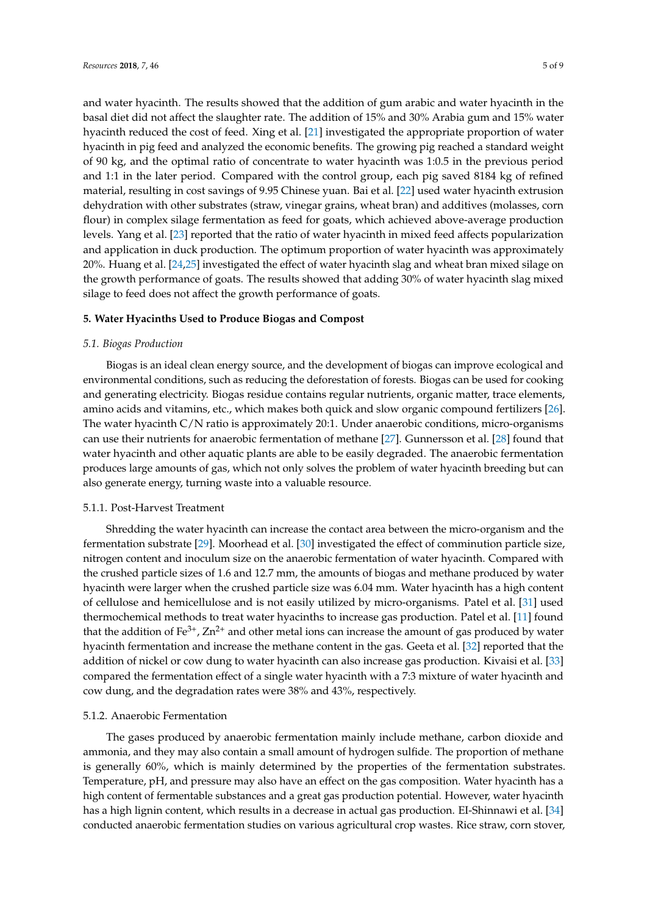and water hyacinth. The results showed that the addition of gum arabic and water hyacinth in the basal diet did not affect the slaughter rate. The addition of 15% and 30% Arabia gum and 15% water hyacinth reduced the cost of feed. Xing et al. [21] investigated the appropriate proportion of water hyacinth in pig feed and analyzed the economic benefits. The growing pig reached a standard weight of 90 kg, and the optimal ratio of concentrate to water hyacinth was 1:0.5 in the previous period and 1:1 in the later period. Compared with the control group, each pig saved 8184 kg of refined material, resulting in cost savings of 9.95 Chinese yuan. Bai et al. [22] used water hyacinth extrusion dehydration with other substrates (straw, vinegar grains, wheat bran) and additives (molasses, corn flour) in complex silage fermentation as feed for goats, which achieved above-average production levels. Yang et al. [23] reported that the ratio of water hyacinth in mixed feed affects popularization and application in duck production. The optimum proportion of water hyacinth was approximately 20%. Huang et al. [24,25] investigated the effect of water hyacinth slag and wheat bran mixed silage on the growth performance of goats. The results showed that adding 30% of water hyacinth slag mixed silage to feed does not affect the growth performance of goats.

## 5. Water Hyacinths Used to Produce Biogas and Compost

### *5.1. Biogas Production*

Biogas is an ideal clean energy source, and the development of biogas can improve ecological and environmental conditions, such as reducing the deforestation of forests. Biogas can be used for cooking and generating electricity. Biogas residue contains regular nutrients, organic matter, trace elements, amino acids and vitamins, etc., which makes both quick and slow organic compound fertilizers [26]. The water hyacinth C/N ratio is approximately 20:1. Under anaerobic conditions, micro-organisms can use their nutrients for anaerobic fermentation of methane [27]. Gunnersson et al. [28] found that water hyacinth and other aquatic plants are able to be easily degraded. The anaerobic fermentation produces large amounts of gas, which not only solves the problem of water hyacinth breeding but can also generate energy, turning waste into a valuable resource.

#### 5.1.1. Post-Harvest Treatment

Shredding the water hyacinth can increase the contact area between the micro-organism and the fermentation substrate [29]. Moorhead et al. [30] investigated the effect of comminution particle size, nitrogen content and inoculum size on the anaerobic fermentation of water hyacinth. Compared with the crushed particle sizes of 1.6 and 12.7 mm, the amounts of biogas and methane produced by water hyacinth were larger when the crushed particle size was 6.04 mm. Water hyacinth has a high content of cellulose and hemicellulose and is not easily utilized by micro-organisms. Patel et al. [31] used thermochemical methods to treat water hyacinths to increase gas production. Patel et al. [11] found that the addition of $Fe^{3+}$, $Zn^{2+}$ and other metal ions can increase the amount of gas produced by water hyacinth fermentation and increase the methane content in the gas. Geeta et al. [32] reported that the addition of nickel or cow dung to water hyacinth can also increase gas production. Kivaisi et al. [33] compared the fermentation effect of a single water hyacinth with a 7:3 mixture of water hyacinth and cow dung, and the degradation rates were 38% and 43%, respectively.

#### 5.1.2. Anaerobic Fermentation

The gases produced by anaerobic fermentation mainly include methane, carbon dioxide and ammonia, and they may also contain a small amount of hydrogen sulfide. The proportion of methane is generally 60%, which is mainly determined by the properties of the fermentation substrates. Temperature, pH, and pressure may also have an effect on the gas composition. Water hyacinth has a high content of fermentable substances and a great gas production potential. However, water hyacinth has a high lignin content, which results in a decrease in actual gas production. EI-Shinnawi et al. [34] conducted anaerobic fermentation studies on various agricultural crop wastes. Rice straw, corn stover,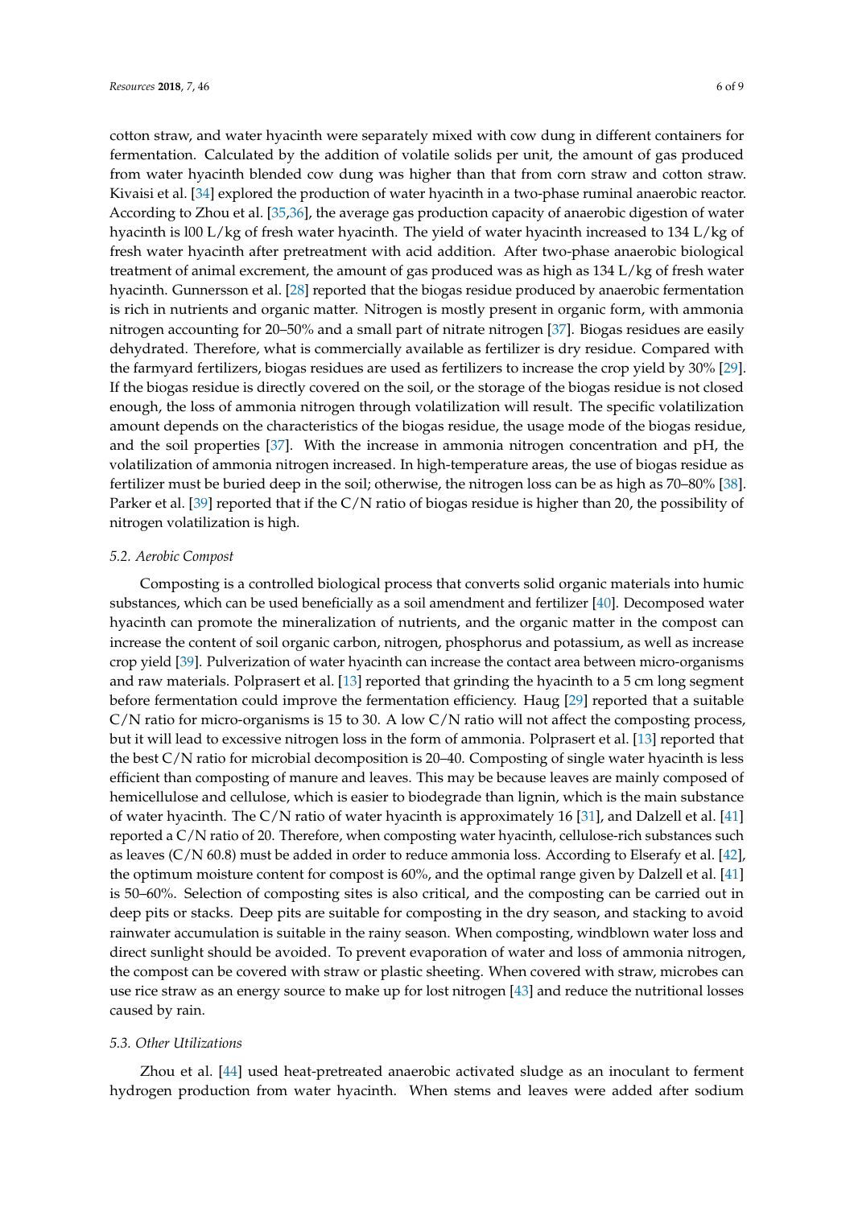cotton straw, and water hyacinth were separately mixed with cow dung in different containers for fermentation. Calculated by the addition of volatile solids per unit, the amount of gas produced from water hyacinth blended cow dung was higher than that from corn straw and cotton straw. Kivaisi et al. [34] explored the production of water hyacinth in a two-phase ruminal anaerobic reactor. According to Zhou et al. [35,36], the average gas production capacity of anaerobic digestion of water hyacinth is l00 L/kg of fresh water hyacinth. The yield of water hyacinth increased to 134 L/kg of fresh water hyacinth after pretreatment with acid addition. After two-phase anaerobic biological treatment of animal excrement, the amount of gas produced was as high as 134 L/kg of fresh water hyacinth. Gunnersson et al. [28] reported that the biogas residue produced by anaerobic fermentation is rich in nutrients and organic matter. Nitrogen is mostly present in organic form, with ammonia nitrogen accounting for 20–50% and a small part of nitrate nitrogen [37]. Biogas residues are easily dehydrated. Therefore, what is commercially available as fertilizer is dry residue. Compared with the farmyard fertilizers, biogas residues are used as fertilizers to increase the crop yield by 30% [29]. If the biogas residue is directly covered on the soil, or the storage of the biogas residue is not closed enough, the loss of ammonia nitrogen through volatilization will result. The specific volatilization amount depends on the characteristics of the biogas residue, the usage mode of the biogas residue, and the soil properties [37]. With the increase in ammonia nitrogen concentration and pH, the volatilization of ammonia nitrogen increased. In high-temperature areas, the use of biogas residue as fertilizer must be buried deep in the soil; otherwise, the nitrogen loss can be as high as 70–80% [38]. Parker et al. [39] reported that if the C/N ratio of biogas residue is higher than 20, the possibility of nitrogen volatilization is high.

### *5.2. Aerobic Compost*

Composting is a controlled biological process that converts solid organic materials into humic substances, which can be used beneficially as a soil amendment and fertilizer [40]. Decomposed water hyacinth can promote the mineralization of nutrients, and the organic matter in the compost can increase the content of soil organic carbon, nitrogen, phosphorus and potassium, as well as increase crop yield [39]. Pulverization of water hyacinth can increase the contact area between micro-organisms and raw materials. Polprasert et al. [13] reported that grinding the hyacinth to a 5 cm long segment before fermentation could improve the fermentation efficiency. Haug [29] reported that a suitable C/N ratio for micro-organisms is 15 to 30. A low C/N ratio will not affect the composting process, but it will lead to excessive nitrogen loss in the form of ammonia. Polprasert et al. [13] reported that the best C/N ratio for microbial decomposition is 20–40. Composting of single water hyacinth is less efficient than composting of manure and leaves. This may be because leaves are mainly composed of hemicellulose and cellulose, which is easier to biodegrade than lignin, which is the main substance of water hyacinth. The C/N ratio of water hyacinth is approximately 16 [31], and Dalzell et al. [41] reported a C/N ratio of 20. Therefore, when composting water hyacinth, cellulose-rich substances such as leaves (C/N 60.8) must be added in order to reduce ammonia loss. According to Elserafy et al. [42], the optimum moisture content for compost is 60%, and the optimal range given by Dalzell et al. [41] is 50–60%. Selection of composting sites is also critical, and the composting can be carried out in deep pits or stacks. Deep pits are suitable for composting in the dry season, and stacking to avoid rainwater accumulation is suitable in the rainy season. When composting, windblown water loss and direct sunlight should be avoided. To prevent evaporation of water and loss of ammonia nitrogen, the compost can be covered with straw or plastic sheeting. When covered with straw, microbes can use rice straw as an energy source to make up for lost nitrogen [43] and reduce the nutritional losses caused by rain.

### *5.3. Other Utilizations*

Zhou et al. [44] used heat-pretreated anaerobic activated sludge as an inoculant to ferment hydrogen production from water hyacinth. When stems and leaves were added after sodium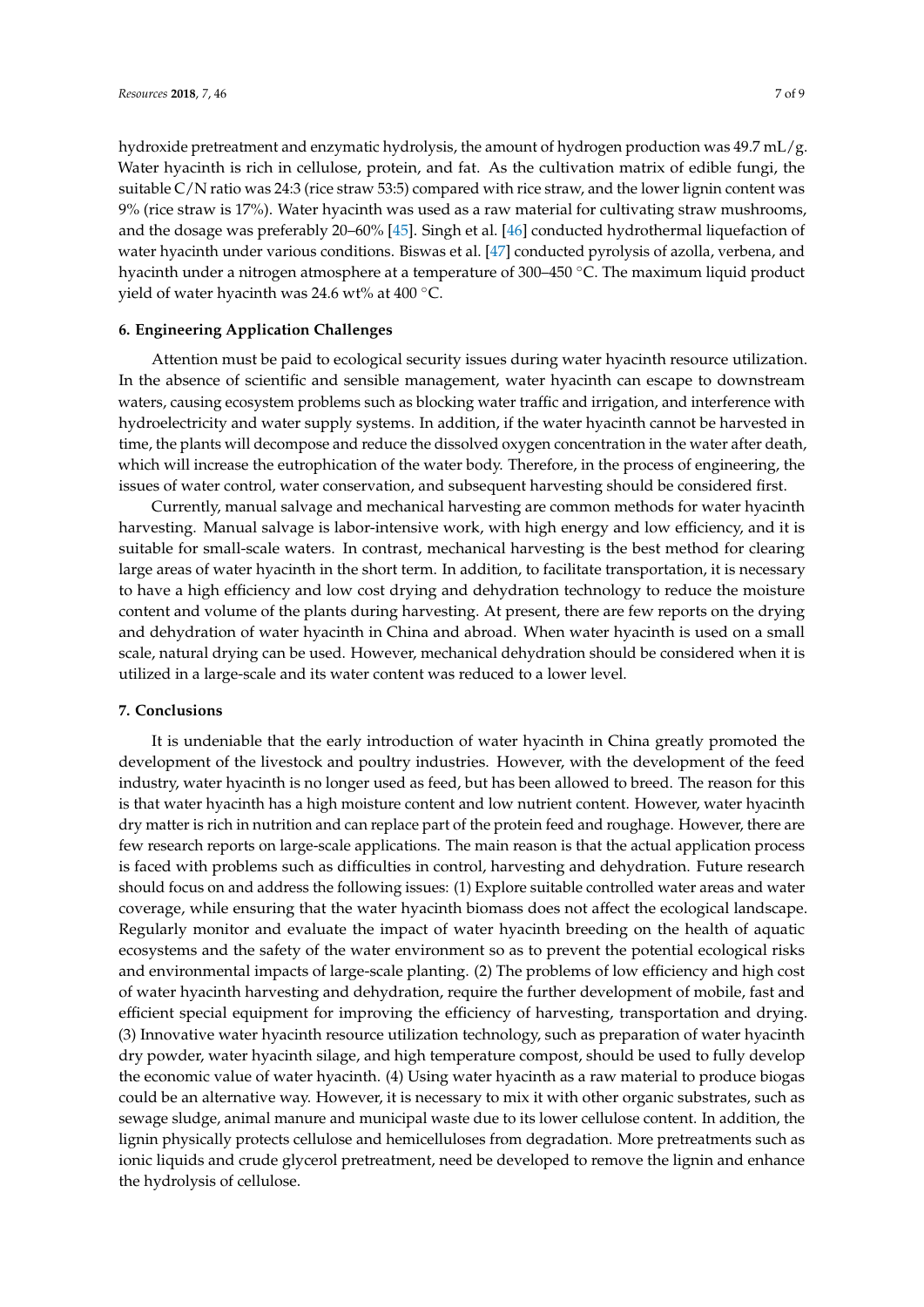hydroxide pretreatment and enzymatic hydrolysis, the amount of hydrogen production was 49.7 mL/g. Water hyacinth is rich in cellulose, protein, and fat. As the cultivation matrix of edible fungi, the suitable C/N ratio was 24:3 (rice straw 53:5) compared with rice straw, and the lower lignin content was 9% (rice straw is 17%). Water hyacinth was used as a raw material for cultivating straw mushrooms, and the dosage was preferably 20–60% [45]. Singh et al. [46] conducted hydrothermal liquefaction of water hyacinth under various conditions. Biswas et al. [47] conducted pyrolysis of azolla, verbena, and hyacinth under a nitrogen atmosphere at a temperature of 300–450 °C. The maximum liquid product yield of water hyacinth was 24.6 wt% at 400 °C.

## 6. Engineering Application Challenges

Attention must be paid to ecological security issues during water hyacinth resource utilization. In the absence of scientific and sensible management, water hyacinth can escape to downstream waters, causing ecosystem problems such as blocking water traffic and irrigation, and interference with hydroelectricity and water supply systems. In addition, if the water hyacinth cannot be harvested in time, the plants will decompose and reduce the dissolved oxygen concentration in the water after death, which will increase the eutrophication of the water body. Therefore, in the process of engineering, the issues of water control, water conservation, and subsequent harvesting should be considered first.

Currently, manual salvage and mechanical harvesting are common methods for water hyacinth harvesting. Manual salvage is labor-intensive work, with high energy and low efficiency, and it is suitable for small-scale waters. In contrast, mechanical harvesting is the best method for clearing large areas of water hyacinth in the short term. In addition, to facilitate transportation, it is necessary to have a high efficiency and low cost drying and dehydration technology to reduce the moisture content and volume of the plants during harvesting. At present, there are few reports on the drying and dehydration of water hyacinth in China and abroad. When water hyacinth is used on a small scale, natural drying can be used. However, mechanical dehydration should be considered when it is utilized in a large-scale and its water content was reduced to a lower level.

## 7. Conclusions

It is undeniable that the early introduction of water hyacinth in China greatly promoted the development of the livestock and poultry industries. However, with the development of the feed industry, water hyacinth is no longer used as feed, but has been allowed to breed. The reason for this is that water hyacinth has a high moisture content and low nutrient content. However, water hyacinth dry matter is rich in nutrition and can replace part of the protein feed and roughage. However, there are few research reports on large-scale applications. The main reason is that the actual application process is faced with problems such as difficulties in control, harvesting and dehydration. Future research should focus on and address the following issues: (1) Explore suitable controlled water areas and water coverage, while ensuring that the water hyacinth biomass does not affect the ecological landscape. Regularly monitor and evaluate the impact of water hyacinth breeding on the health of aquatic ecosystems and the safety of the water environment so as to prevent the potential ecological risks and environmental impacts of large-scale planting. (2) The problems of low efficiency and high cost of water hyacinth harvesting and dehydration, require the further development of mobile, fast and efficient special equipment for improving the efficiency of harvesting, transportation and drying. (3) Innovative water hyacinth resource utilization technology, such as preparation of water hyacinth dry powder, water hyacinth silage, and high temperature compost, should be used to fully develop the economic value of water hyacinth. (4) Using water hyacinth as a raw material to produce biogas could be an alternative way. However, it is necessary to mix it with other organic substrates, such as sewage sludge, animal manure and municipal waste due to its lower cellulose content. In addition, the lignin physically protects cellulose and hemicelluloses from degradation. More pretreatments such as ionic liquids and crude glycerol pretreatment, need be developed to remove the lignin and enhance the hydrolysis of cellulose.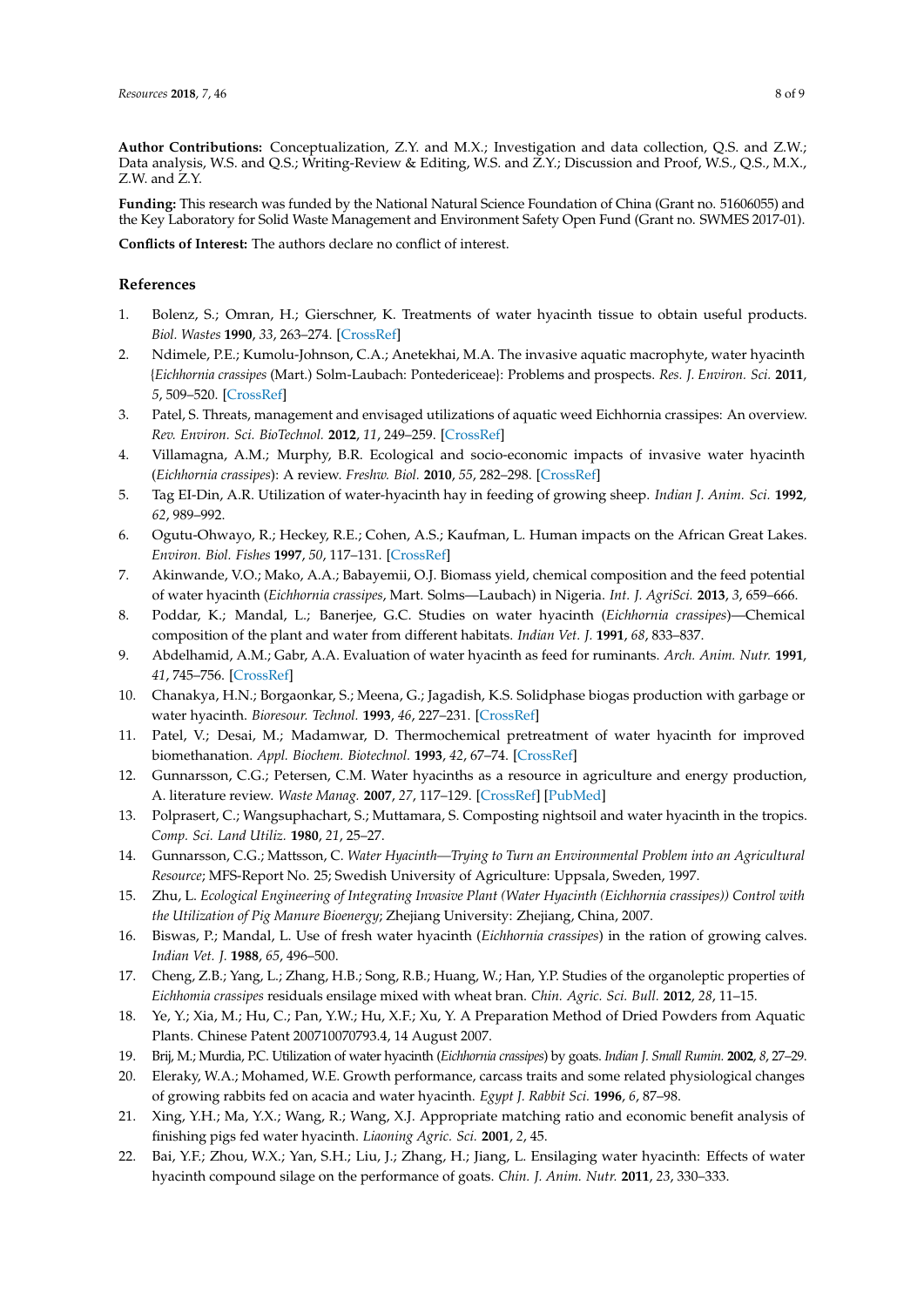**Author Contributions:** Conceptualization, Z.Y. and M.X.; Investigation and data collection, Q.S. and Z.W.; Data analysis, W.S. and Q.S.; Writing-Review & Editing, W.S. and Z.Y.; Discussion and Proof, W.S., Q.S., M.X., Z.W. and Z.Y.

**Funding:** This research was funded by the National Natural Science Foundation of China (Grant no. 51606055) and the Key Laboratory for Solid Waste Management and Environment Safety Open Fund (Grant no. SWMES 2017-01).

**Conflicts of Interest:** The authors declare no conflict of interest.

## References

1. Bolenz, S.; Omran, H.; Gierschner, K. Treatments of water hyacinth tissue to obtain useful products. *Biol. Wastes* **1990**, *33*, 263–274. [CrossRef]
2. Ndimele, P.E.; Kumolu-Johnson, C.A.; Anetekhai, M.A. The invasive aquatic macrophyte, water hyacinth {*Eichhornia crassipes* (Mart.) Solm-Laubach: Pontedericeae}: Problems and prospects. *Res. J. Environ. Sci.* **2011**, *5*, 509–520. [CrossRef]
3. Patel, S. Threats, management and envisaged utilizations of aquatic weed Eichhornia crassipes: An overview. *Rev. Environ. Sci. BioTechnol.* **2012**, *11*, 249–259. [CrossRef]
4. Villamagna, A.M.; Murphy, B.R. Ecological and socio-economic impacts of invasive water hyacinth (*Eichhornia crassipes*): A review. *Freshw. Biol.* **2010**, *55*, 282–298. [CrossRef]
5. Tag EI-Din, A.R. Utilization of water-hyacinth hay in feeding of growing sheep. *Indian J. Anim. Sci.* **1992**, *62*, 989–992.
6. Ogutu-Ohwayo, R.; Heckey, R.E.; Cohen, A.S.; Kaufman, L. Human impacts on the African Great Lakes. *Environ. Biol. Fishes* **1997**, *50*, 117–131. [CrossRef]
7. Akinwande, V.O.; Mako, A.A.; Babayemii, O.J. Biomass yield, chemical composition and the feed potential of water hyacinth (*Eichhornia crassipes*, Mart. Solms—Laubach) in Nigeria. *Int. J. AgriSci.* **2013**, *3*, 659–666.
8. Poddar, K.; Mandal, L.; Banerjee, G.C. Studies on water hyacinth (*Eichhornia crassipes*)—Chemical composition of the plant and water from different habitats. *Indian Vet. J.* **1991**, *68*, 833–837.
9. Abdelhamid, A.M.; Gabr, A.A. Evaluation of water hyacinth as feed for ruminants. *Arch. Anim. Nutr.* **1991**, *41*, 745–756. [CrossRef]
10. Chanakya, H.N.; Borgaonkar, S.; Meena, G.; Jagadish, K.S. Solidphase biogas production with garbage or water hyacinth. *Bioresour. Technol.* **1993**, *46*, 227–231. [CrossRef]
11. Patel, V.; Desai, M.; Madamwar, D. Thermochemical pretreatment of water hyacinth for improved biomethanation. *Appl. Biochem. Biotechnol.* **1993**, *42*, 67–74. [CrossRef]
12. Gunnarsson, C.G.; Petersen, C.M. Water hyacinths as a resource in agriculture and energy production, A. literature review. *Waste Manag.* **2007**, *27*, 117–129. [CrossRef] [PubMed]
13. Polprasert, C.; Wangsuphachart, S.; Muttamara, S. Composting nightsoil and water hyacinth in the tropics. *Comp. Sci. Land Utiliz.* **1980**, *21*, 25–27.
14. Gunnarsson, C.G.; Mattsson, C. *Water Hyacinth—Trying to Turn an Environmental Problem into an Agricultural Resource*; MFS-Report No. 25; Swedish University of Agriculture: Uppsala, Sweden, 1997.
15. Zhu, L. *Ecological Engineering of Integrating Invasive Plant (Water Hyacinth (Eichhornia crassipes)) Control with the Utilization of Pig Manure Bioenergy*; Zhejiang University: Zhejiang, China, 2007.
16. Biswas, P.; Mandal, L. Use of fresh water hyacinth (*Eichhornia crassipes*) in the ration of growing calves. *Indian Vet. J.* **1988**, *65*, 496–500.
17. Cheng, Z.B.; Yang, L.; Zhang, H.B.; Song, R.B.; Huang, W.; Han, Y.P. Studies of the organoleptic properties of *Eichhomia crassipes* residuals ensilage mixed with wheat bran. *Chin. Agric. Sci. Bull.* **2012**, *28*, 11–15.
18. Ye, Y.; Xia, M.; Hu, C.; Pan, Y.W.; Hu, X.F.; Xu, Y. A Preparation Method of Dried Powders from Aquatic Plants. Chinese Patent 200710070793.4, 14 August 2007.
19. Brij, M.; Murdia, P.C. Utilization of water hyacinth (*Eichhornia crassipes*) by goats. *Indian J. Small Rumin.* **2002**, *8*, 27–29.
20. Eleraky, W.A.; Mohamed, W.E. Growth performance, carcass traits and some related physiological changes of growing rabbits fed on acacia and water hyacinth. *Egypt J. Rabbit Sci.* **1996**, *6*, 87–98.
21. Xing, Y.H.; Ma, Y.X.; Wang, R.; Wang, X.J. Appropriate matching ratio and economic benefit analysis of finishing pigs fed water hyacinth. *Liaoning Agric. Sci.* **2001**, *2*, 45.
22. Bai, Y.F.; Zhou, W.X.; Yan, S.H.; Liu, J.; Zhang, H.; Jiang, L. Ensilaging water hyacinth: Effects of water hyacinth compound silage on the performance of goats. *Chin. J. Anim. Nutr.* **2011**, *23*, 330–333.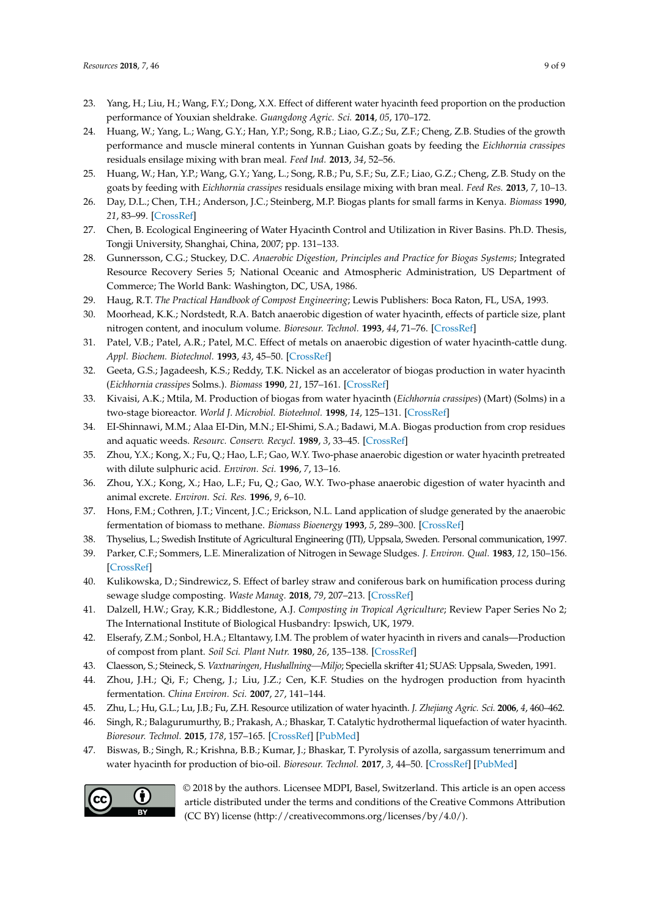23. Yang, H.; Liu, H.; Wang, F.Y.; Dong, X.X. Effect of different water hyacinth feed proportion on the production performance of Youxian sheldrake. *Guangdong Agric. Sci.* **2014**, *05*, 170–172.
24. Huang, W.; Yang, L.; Wang, G.Y.; Han, Y.P.; Song, R.B.; Liao, G.Z.; Su, Z.F.; Cheng, Z.B. Studies of the growth performance and muscle mineral contents in Yunnan Guishan goats by feeding the *Eichhornia crassipes* residuals ensilage mixing with bran meal. *Feed Ind.* **2013**, *34*, 52–56.
25. Huang, W.; Han, Y.P.; Wang, G.Y.; Yang, L.; Song, R.B.; Pu, S.F.; Su, Z.F.; Liao, G.Z.; Cheng, Z.B. Study on the goats by feeding with *Eichhornia crassipes* residuals ensilage mixing with bran meal. *Feed Res.* **2013**, *7*, 10–13.
26. Day, D.L.; Chen, T.H.; Anderson, J.C.; Steinberg, M.P. Biogas plants for small farms in Kenya. *Biomass* **1990**, *21*, 83–99. [CrossRef]
27. Chen, B. Ecological Engineering of Water Hyacinth Control and Utilization in River Basins. Ph.D. Thesis, Tongji University, Shanghai, China, 2007; pp. 131–133.
28. Gunnersson, C.G.; Stuckey, D.C. *Anaerobic Digestion, Principles and Practice for Biogas Systems*; Integrated Resource Recovery Series 5; National Oceanic and Atmospheric Administration, US Department of Commerce; The World Bank: Washington, DC, USA, 1986.
29. Haug, R.T. *The Practical Handbook of Compost Engineering*; Lewis Publishers: Boca Raton, FL, USA, 1993.
30. Moorhead, K.K.; Nordstedt, R.A. Batch anaerobic digestion of water hyacinth, effects of particle size, plant nitrogen content, and inoculum volume. *Bioresour. Technol.* **1993**, *44*, 71–76. [CrossRef]
31. Patel, V.B.; Patel, A.R.; Patel, M.C. Effect of metals on anaerobic digestion of water hyacinth-cattle dung. *Appl. Biochem. Biotechnol.* **1993**, *43*, 45–50. [CrossRef]
32. Geeta, G.S.; Jagadeesh, K.S.; Reddy, T.K. Nickel as an accelerator of biogas production in water hyacinth (*Eichhornia crassipes* Solms.). *Biomass* **1990**, *21*, 157–161. [CrossRef]
33. Kivaisi, A.K.; Mtila, M. Production of biogas from water hyacinth (*Eichhornia crassipes*) (Mart) (Solms) in a two-stage bioreactor. *World J. Microbiol. Bioteehnol.* **1998**, *14*, 125–131. [CrossRef]
34. EI-Shinnawi, M.M.; Alaa EI-Din, M.N.; EI-Shimi, S.A.; Badawi, M.A. Biogas production from crop residues and aquatic weeds. *Resourc. Conserv. Recycl.* **1989**, *3*, 33–45. [CrossRef]
35. Zhou, Y.X.; Kong, X.; Fu, Q.; Hao, L.F.; Gao, W.Y. Two-phase anaerobic digestion or water hyacinth pretreated with dilute sulphuric acid. *Environ. Sci.* **1996**, *7*, 13–16.
36. Zhou, Y.X.; Kong, X.; Hao, L.F.; Fu, Q.; Gao, W.Y. Two-phase anaerobic digestion of water hyacinth and animal excrete. *Environ. Sci. Res.* **1996**, *9*, 6–10.
37. Hons, F.M.; Cothren, J.T.; Vincent, J.C.; Erickson, N.L. Land application of sludge generated by the anaerobic fermentation of biomass to methane. *Biomass Bioenergy* **1993**, *5*, 289–300. [CrossRef]
38. Thyselius, L.; Swedish Institute of Agricultural Engineering (JTI), Uppsala, Sweden. Personal communication, 1997.
39. Parker, C.F.; Sommers, L.E. Mineralization of Nitrogen in Sewage Sludges. *J. Environ. Qual.* **1983**, *12*, 150–156. [CrossRef]
40. Kulikowska, D.; Sindrewicz, S. Effect of barley straw and coniferous bark on humification process during sewage sludge composting. *Waste Manag.* **2018**, *79*, 207–213. [CrossRef]
41. Dalzell, H.W.; Gray, K.R.; Biddlestone, A.J. *Composting in Tropical Agriculture*; Review Paper Series No 2; The International Institute of Biological Husbandry: Ipswich, UK, 1979.
42. Elserafy, Z.M.; Sonbol, H.A.; Eltantawy, I.M. The problem of water hyacinth in rivers and canals—Production of compost from plant. *Soil Sci. Plant Nutr.* **1980**, *26*, 135–138. [CrossRef]
43. Claesson, S.; Steineck, S. *Vaxtnaringen, Hushallning—Miljo*; Speciella skrifter 41; SUAS: Uppsala, Sweden, 1991.
44. Zhou, J.H.; Qi, F.; Cheng, J.; Liu, J.Z.; Cen, K.F. Studies on the hydrogen production from hyacinth fermentation. *China Environ. Sci.* **2007**, *27*, 141–144.
45. Zhu, L.; Hu, G.L.; Lu, J.B.; Fu, Z.H. Resource utilization of water hyacinth. *J. Zhejiang Agric. Sci.* **2006**, *4*, 460–462.
46. Singh, R.; Balagurumurthy, B.; Prakash, A.; Bhaskar, T. Catalytic hydrothermal liquefaction of water hyacinth. *Bioresour. Technol.* **2015**, *178*, 157–165. [CrossRef] [PubMed]
47. Biswas, B.; Singh, R.; Krishna, B.B.; Kumar, J.; Bhaskar, T. Pyrolysis of azolla, sargassum tenerrimum and water hyacinth for production of bio-oil. *Bioresour. Technol.* **2017**, *3*, 44–50. [CrossRef] [PubMed]

© 2018 by the authors. Licensee MDPI, Basel, Switzerland. This article is an open access article distributed under the terms and conditions of the Creative Commons Attribution (CC BY) license (http://creativecommons.org/licenses/by/4.0/).